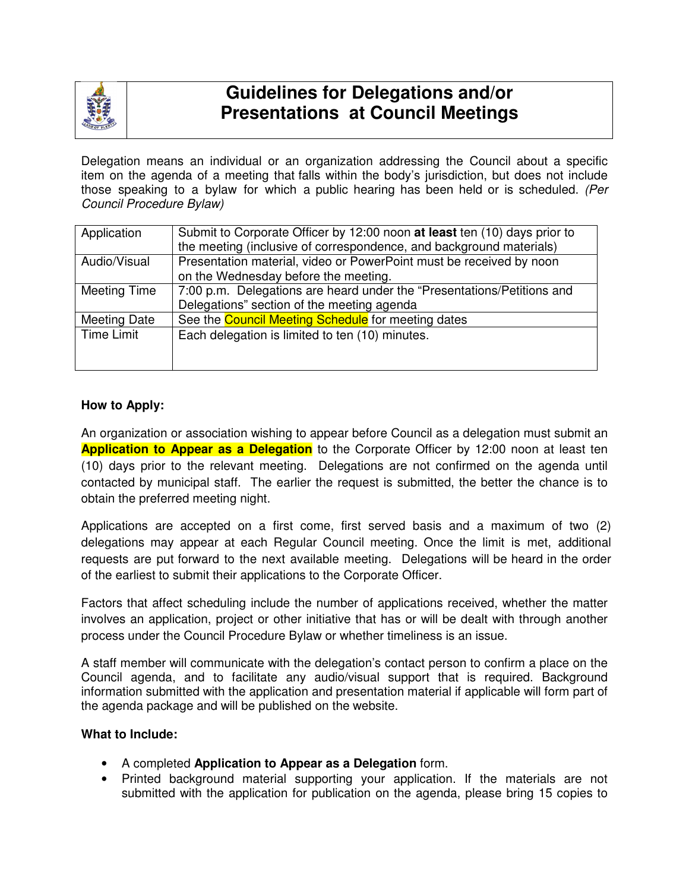# Guidelines for Delegations and/or Presentations at Council Meetings

Delegation means an individual or an organization addressing the Council about a specific item on the agenda of a meeting that falls within the body's jurisdiction, but does not include those speaking to a bylaw for which a public hearing has been held or is scheduled. *(Per Council Procedure Bylaw)*

| | |
|---|---|
| Application | Submit to Corporate Officer by 12:00 noon **at least** ten (10) days prior to the meeting (inclusive of correspondence, and background materials) |
| Audio/Visual | Presentation material, video or PowerPoint must be received by noon on the Wednesday before the meeting. |
| Meeting Time | 7:00 p.m. Delegations are heard under the "Presentations/Petitions and Delegations" section of the meeting agenda |
| Meeting Date | See the Council Meeting Schedule for meeting dates |
| Time Limit | Each delegation is limited to ten (10) minutes. |

**How to Apply:**

An organization or association wishing to appear before Council as a delegation must submit an **Application to Appear as a Delegation** to the Corporate Officer by 12:00 noon at least ten (10) days prior to the relevant meeting. Delegations are not confirmed on the agenda until contacted by municipal staff. The earlier the request is submitted, the better the chance is to obtain the preferred meeting night.

Applications are accepted on a first come, first served basis and a maximum of two (2) delegations may appear at each Regular Council meeting. Once the limit is met, additional requests are put forward to the next available meeting. Delegations will be heard in the order of the earliest to submit their applications to the Corporate Officer.

Factors that affect scheduling include the number of applications received, whether the matter involves an application, project or other initiative that has or will be dealt with through another process under the Council Procedure Bylaw or whether timeliness is an issue.

A staff member will communicate with the delegation's contact person to confirm a place on the Council agenda, and to facilitate any audio/visual support that is required. Background information submitted with the application and presentation material if applicable will form part of the agenda package and will be published on the website.

**What to Include:**

- A completed **Application to Appear as a Delegation** form.
- Printed background material supporting your application. If the materials are not submitted with the application for publication on the agenda, please bring 15 copies to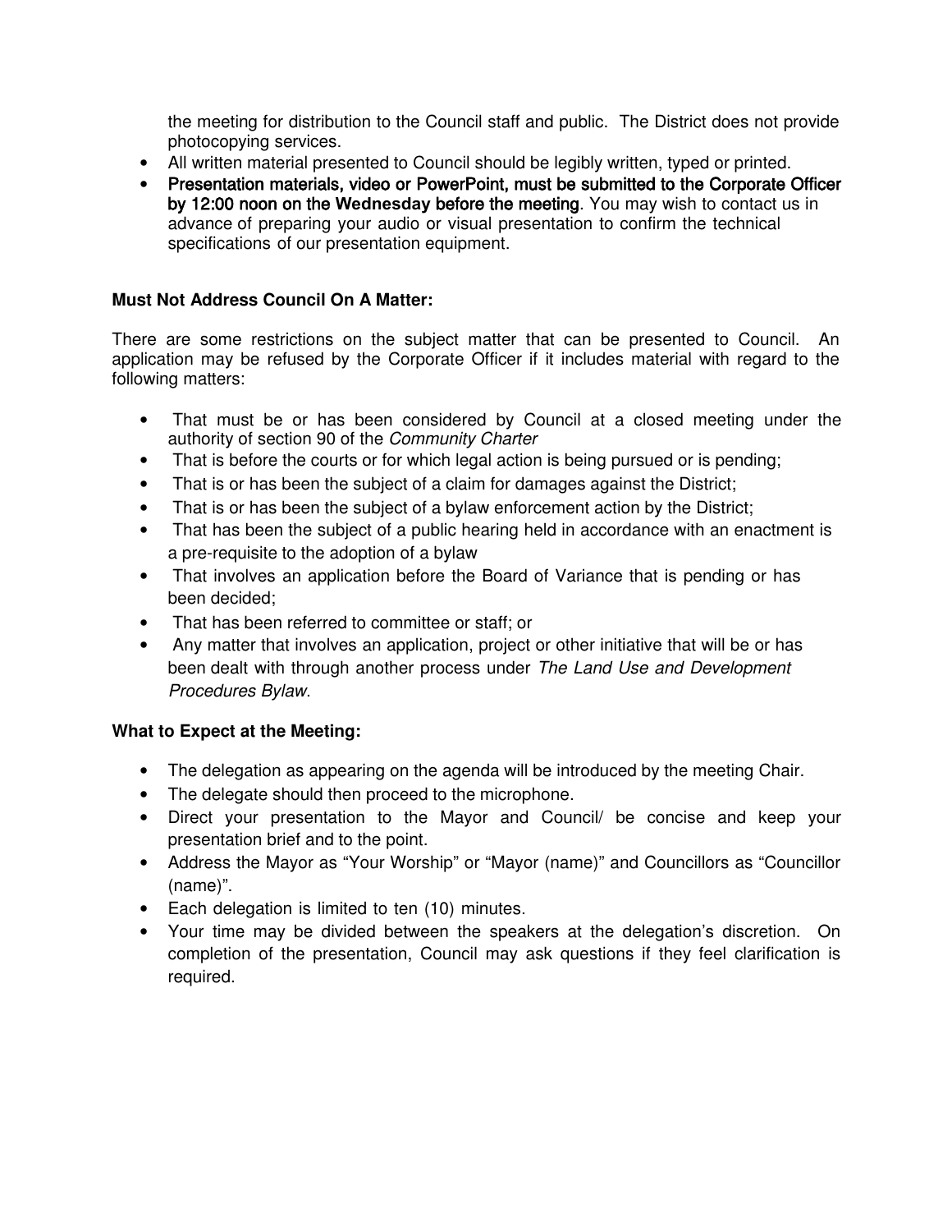the meeting for distribution to the Council staff and public. The District does not provide photocopying services.

- All written material presented to Council should be legibly written, typed or printed.
- **Presentation materials, video or PowerPoint, must be submitted to the Corporate Officer by 12:00 noon on the Wednesday before the meeting**. You may wish to contact us in advance of preparing your audio or visual presentation to confirm the technical specifications of our presentation equipment.

**Must Not Address Council On A Matter:**

There are some restrictions on the subject matter that can be presented to Council. An application may be refused by the Corporate Officer if it includes material with regard to the following matters:

- That must be or has been considered by Council at a closed meeting under the authority of section 90 of the *Community Charter*
- That is before the courts or for which legal action is being pursued or is pending;
- That is or has been the subject of a claim for damages against the District;
- That is or has been the subject of a bylaw enforcement action by the District;
- That has been the subject of a public hearing held in accordance with an enactment is a pre-requisite to the adoption of a bylaw
- That involves an application before the Board of Variance that is pending or has been decided;
- That has been referred to committee or staff; or
- Any matter that involves an application, project or other initiative that will be or has been dealt with through another process under *The Land Use and Development Procedures Bylaw*.

**What to Expect at the Meeting:**

- The delegation as appearing on the agenda will be introduced by the meeting Chair.
- The delegate should then proceed to the microphone.
- Direct your presentation to the Mayor and Council/ be concise and keep your presentation brief and to the point.
- Address the Mayor as "Your Worship" or "Mayor (name)" and Councillors as "Councillor (name)".
- Each delegation is limited to ten (10) minutes.
- Your time may be divided between the speakers at the delegation's discretion. On completion of the presentation, Council may ask questions if they feel clarification is required.